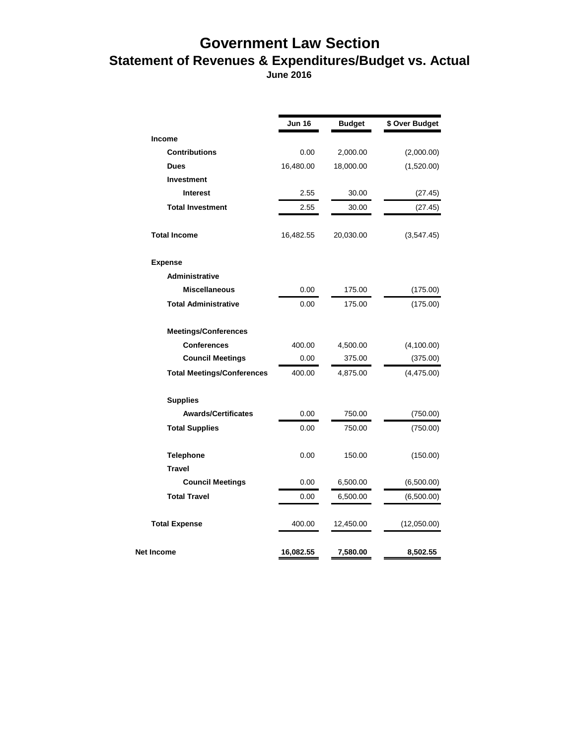# Government Law Section

## Statement of Revenues & Expenditures/Budget vs. Actual

**June 2016**

| | Jun 16 | Budget | $ Over Budget |
|---|---|---|---|
| **Income** | | | |
| **Contributions** | 0.00 | 2,000.00 | (2,000.00) |
| **Dues** | 16,480.00 | 18,000.00 | (1,520.00) |
| **Investment** | | | |
| **Interest** | 2.55 | 30.00 | (27.45) |
| **Total Investment** | 2.55 | 30.00 | (27.45) |
| **Total Income** | 16,482.55 | 20,030.00 | (3,547.45) |
| **Expense** | | | |
| **Administrative** | | | |
| **Miscellaneous** | 0.00 | 175.00 | (175.00) |
| **Total Administrative** | 0.00 | 175.00 | (175.00) |
| **Meetings/Conferences** | | | |
| **Conferences** | 400.00 | 4,500.00 | (4,100.00) |
| **Council Meetings** | 0.00 | 375.00 | (375.00) |
| **Total Meetings/Conferences** | 400.00 | 4,875.00 | (4,475.00) |
| **Supplies** | | | |
| **Awards/Certificates** | 0.00 | 750.00 | (750.00) |
| **Total Supplies** | 0.00 | 750.00 | (750.00) |
| **Telephone** | 0.00 | 150.00 | (150.00) |
| **Travel** | | | |
| **Council Meetings** | 0.00 | 6,500.00 | (6,500.00) |
| **Total Travel** | 0.00 | 6,500.00 | (6,500.00) |
| **Total Expense** | 400.00 | 12,450.00 | (12,050.00) |
| **Net Income** | **16,082.55** | **7,580.00** | **8,502.55** |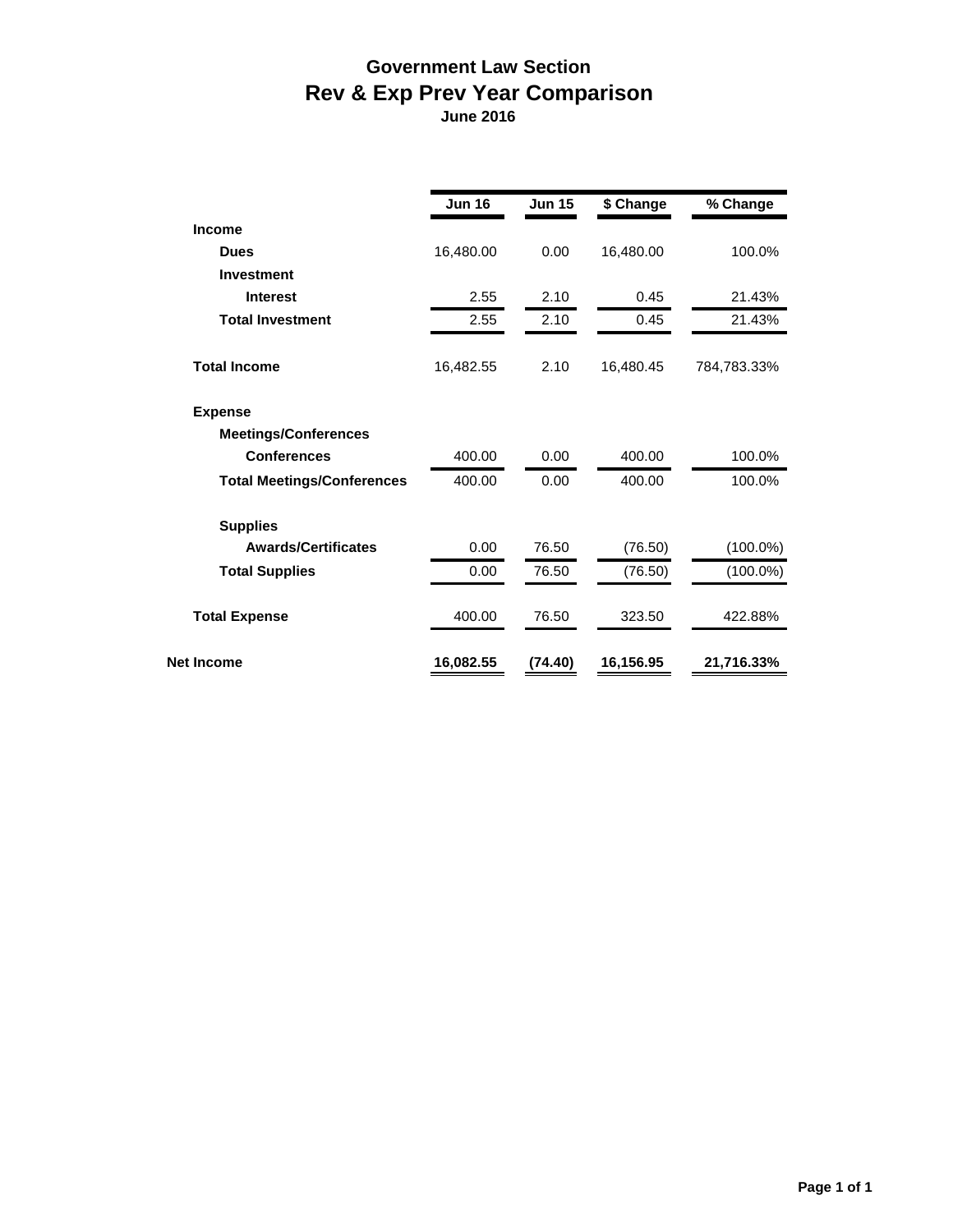# Government Law Section

## Rev & Exp Prev Year Comparison

**June 2016**

| | Jun 16 | Jun 15 | $ Change | % Change |
|---|---|---|---|---|
| **Income** | | | | |
| **Dues** | 16,480.00 | 0.00 | 16,480.00 | 100.0% |
| **Investment** | | | | |
| **Interest** | 2.55 | 2.10 | 0.45 | 21.43% |
| **Total Investment** | 2.55 | 2.10 | 0.45 | 21.43% |
| **Total Income** | 16,482.55 | 2.10 | 16,480.45 | 784,783.33% |
| **Expense** | | | | |
| **Meetings/Conferences** | | | | |
| **Conferences** | 400.00 | 0.00 | 400.00 | 100.0% |
| **Total Meetings/Conferences** | 400.00 | 0.00 | 400.00 | 100.0% |
| **Supplies** | | | | |
| **Awards/Certificates** | 0.00 | 76.50 | (76.50) | (100.0%) |
| **Total Supplies** | 0.00 | 76.50 | (76.50) | (100.0%) |
| **Total Expense** | 400.00 | 76.50 | 323.50 | 422.88% |
| **Net Income** | **16,082.55** | **(74.40)** | **16,156.95** | **21,716.33%** |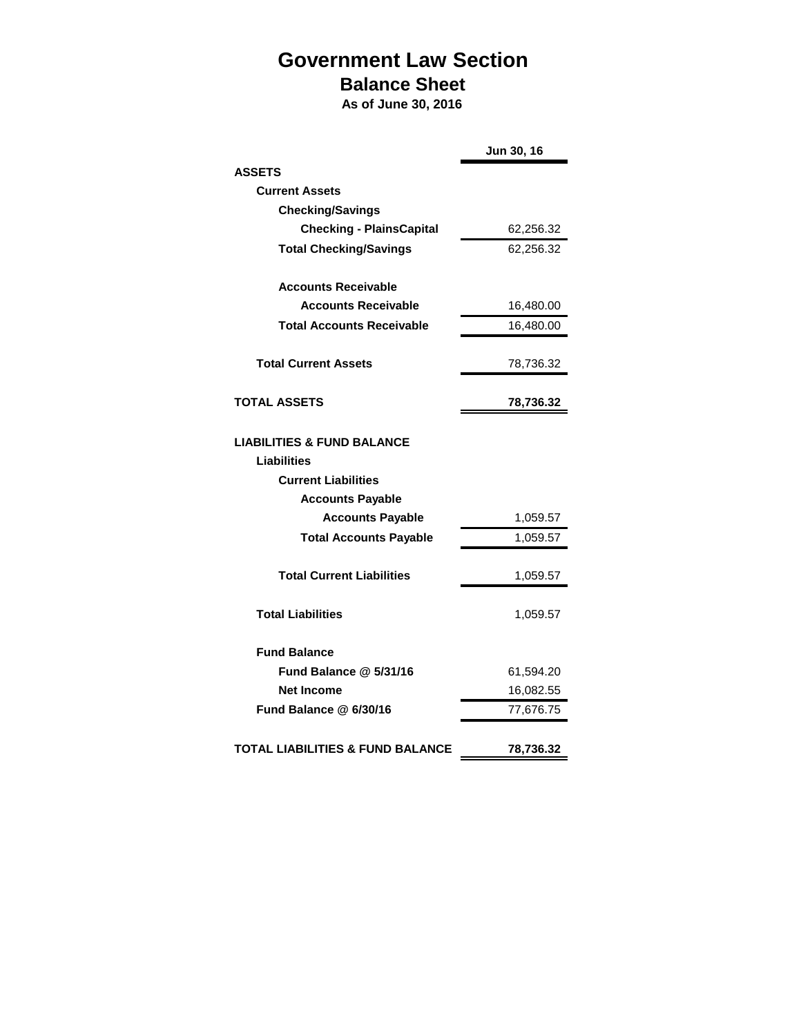# Government Law Section
## Balance Sheet
### As of June 30, 2016

| | Jun 30, 16 |
|---|---|
| **ASSETS** | |
| **Current Assets** | |
| **Checking/Savings** | |
| **Checking - PlainsCapital** | 62,256.32 |
| **Total Checking/Savings** | 62,256.32 |
| | |
| **Accounts Receivable** | |
| **Accounts Receivable** | 16,480.00 |
| **Total Accounts Receivable** | 16,480.00 |
| | |
| **Total Current Assets** | 78,736.32 |
| | |
| **TOTAL ASSETS** | **78,736.32** |
| | |
| **LIABILITIES & FUND BALANCE** | |
| **Liabilities** | |
| **Current Liabilities** | |
| **Accounts Payable** | |
| **Accounts Payable** | 1,059.57 |
| **Total Accounts Payable** | 1,059.57 |
| | |
| **Total Current Liabilities** | 1,059.57 |
| | |
| **Total Liabilities** | 1,059.57 |
| | |
| **Fund Balance** | |
| **Fund Balance @ 5/31/16** | 61,594.20 |
| **Net Income** | 16,082.55 |
| **Fund Balance @ 6/30/16** | 77,676.75 |
| | |
| **TOTAL LIABILITIES & FUND BALANCE** | **78,736.32** |